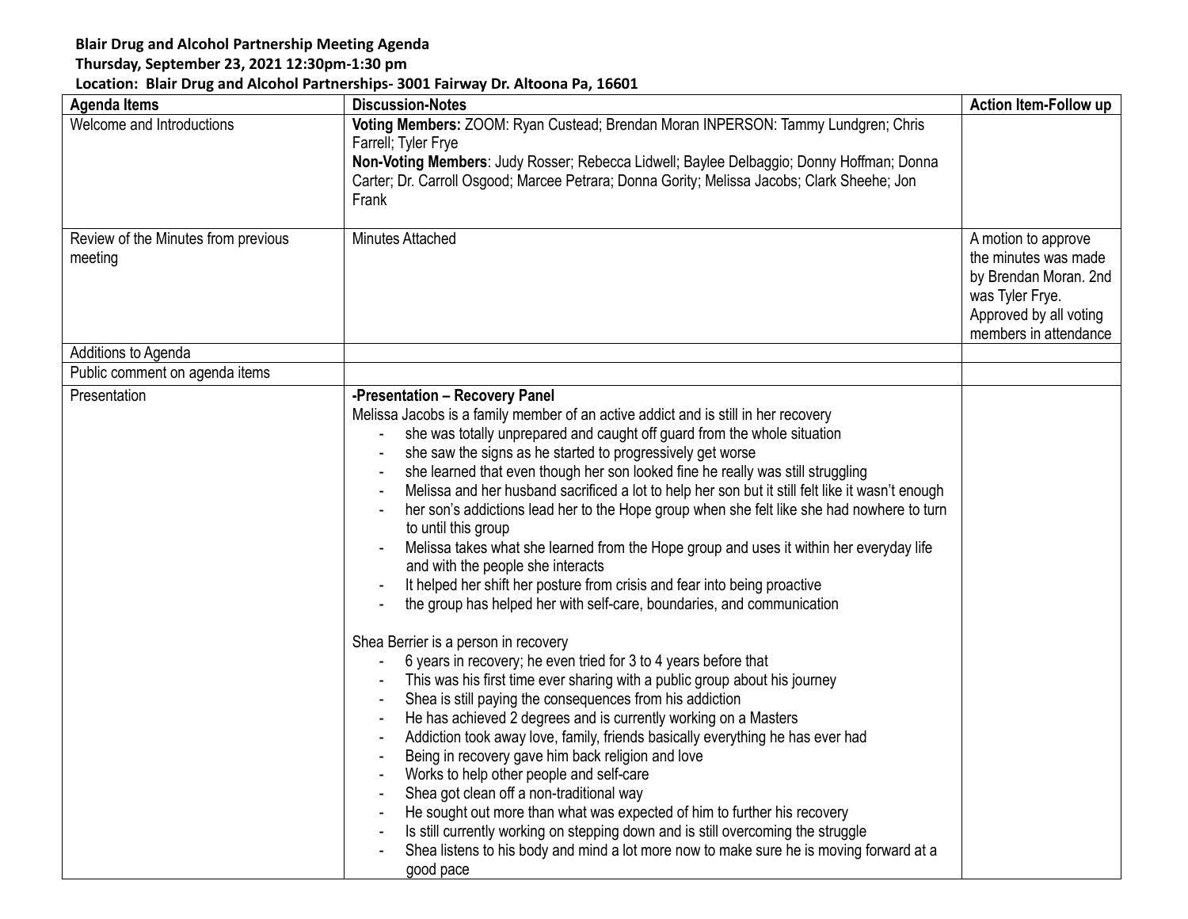**Blair Drug and Alcohol Partnership Meeting Agenda**
**Thursday, September 23, 2021 12:30pm-1:30 pm**
**Location: Blair Drug and Alcohol Partnerships- 3001 Fairway Dr. Altoona Pa, 16601**

| Agenda Items | Discussion-Notes | Action Item-Follow up |
|---|---|---|
| Welcome and Introductions | **Voting Members:** ZOOM: Ryan Custead; Brendan Moran INPERSON: Tammy Lundgren; Chris Farrell; Tyler Frye<br>**Non-Voting Members**: Judy Rosser; Rebecca Lidwell; Baylee Delbaggio; Donny Hoffman; Donna Carter; Dr. Carroll Osgood; Marcee Petrara; Donna Gority; Melissa Jacobs; Clark Sheehe; Jon Frank | |
| Review of the Minutes from previous meeting | Minutes Attached | A motion to approve the minutes was made by Brendan Moran. 2nd was Tyler Frye. Approved by all voting members in attendance |
| Additions to Agenda | | |
| Public comment on agenda items | | |
| Presentation | **-Presentation – Recovery Panel**<br>Melissa Jacobs is a family member of an active addict and is still in her recovery<br>- she was totally unprepared and caught off guard from the whole situation<br>- she saw the signs as he started to progressively get worse<br>- she learned that even though her son looked fine he really was still struggling<br>- Melissa and her husband sacrificed a lot to help her son but it still felt like it wasn't enough<br>- her son's addictions lead her to the Hope group when she felt like she had nowhere to turn to until this group<br>- Melissa takes what she learned from the Hope group and uses it within her everyday life and with the people she interacts<br>- It helped her shift her posture from crisis and fear into being proactive<br>- the group has helped her with self-care, boundaries, and communication<br><br>Shea Berrier is a person in recovery<br>- 6 years in recovery; he even tried for 3 to 4 years before that<br>- This was his first time ever sharing with a public group about his journey<br>- Shea is still paying the consequences from his addiction<br>- He has achieved 2 degrees and is currently working on a Masters<br>- Addiction took away love, family, friends basically everything he has ever had<br>- Being in recovery gave him back religion and love<br>- Works to help other people and self-care<br>- Shea got clean off a non-traditional way<br>- He sought out more than what was expected of him to further his recovery<br>- Is still currently working on stepping down and is still overcoming the struggle<br>- Shea listens to his body and mind a lot more now to make sure he is moving forward at a good pace | |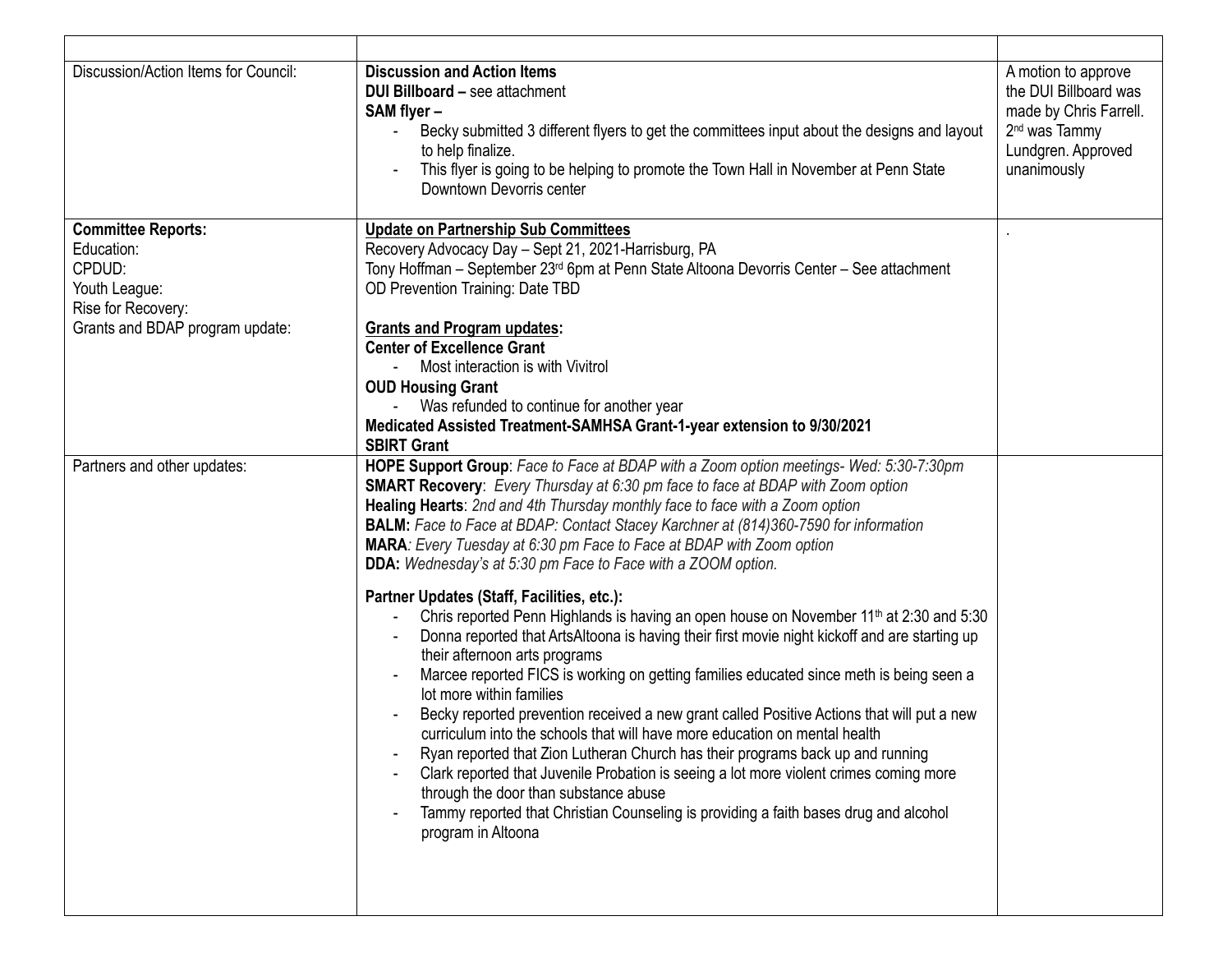| | | |
|---|---|---|
| Discussion/Action Items for Council: | **Discussion and Action Items**<br>**DUI Billboard –** see attachment<br>**SAM flyer –**<br>- Becky submitted 3 different flyers to get the committees input about the designs and layout to help finalize.<br>- This flyer is going to be helping to promote the Town Hall in November at Penn State Downtown Devorris center | A motion to approve the DUI Billboard was made by Chris Farrell. 2nd was Tammy Lundgren. Approved unanimously |
| **Committee Reports:**<br>Education:<br>CPDUD:<br>Youth League:<br>Rise for Recovery:<br>Grants and BDAP program update: | **Update on Partnership Sub Committees**<br>Recovery Advocacy Day – Sept 21, 2021-Harrisburg, PA<br>Tony Hoffman – September 23rd 6pm at Penn State Altoona Devorris Center – See attachment<br>OD Prevention Training: Date TBD<br><br>**Grants and Program updates:**<br>**Center of Excellence Grant**<br>- Most interaction is with Vivitrol<br>**OUD Housing Grant**<br>- Was refunded to continue for another year<br>**Medicated Assisted Treatment-SAMHSA Grant-1-year extension to 9/30/2021**<br>**SBIRT Grant** | . |
| Partners and other updates: | **HOPE Support Group**: *Face to Face at BDAP with a Zoom option meetings- Wed: 5:30-7:30pm*<br>**SMART Recovery**: *Every Thursday at 6:30 pm face to face at BDAP with Zoom option*<br>**Healing Hearts**: *2nd and 4th Thursday monthly face to face with a Zoom option*<br>**BALM:** *Face to Face at BDAP: Contact Stacey Karchner at (814)360-7590 for information*<br>**MARA**: *Every Tuesday at 6:30 pm Face to Face at BDAP with Zoom option*<br>**DDA:** *Wednesday's at 5:30 pm Face to Face with a ZOOM option.*<br><br>**Partner Updates (Staff, Facilities, etc.):**<br>- Chris reported Penn Highlands is having an open house on November 11th at 2:30 and 5:30<br>- Donna reported that ArtsAltoona is having their first movie night kickoff and are starting up their afternoon arts programs<br>- Marcee reported FICS is working on getting families educated since meth is being seen a lot more within families<br>- Becky reported prevention received a new grant called Positive Actions that will put a new curriculum into the schools that will have more education on mental health<br>- Ryan reported that Zion Lutheran Church has their programs back up and running<br>- Clark reported that Juvenile Probation is seeing a lot more violent crimes coming more through the door than substance abuse<br>- Tammy reported that Christian Counseling is providing a faith bases drug and alcohol program in Altoona | |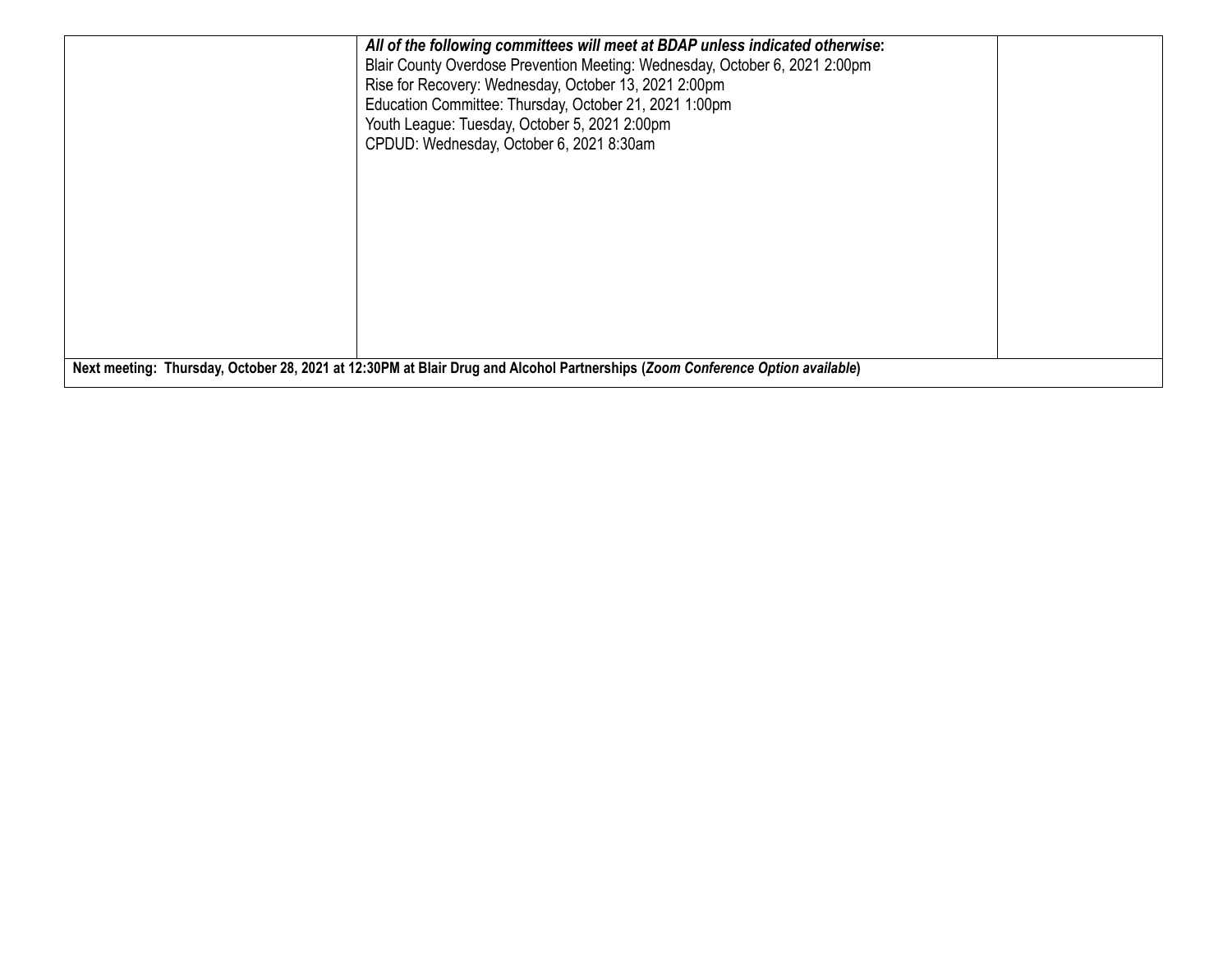| | | |
|---|---|---|
| | ***All of the following committees will meet at BDAP unless indicated otherwise*:**<br>Blair County Overdose Prevention Meeting: Wednesday, October 6, 2021 2:00pm<br>Rise for Recovery: Wednesday, October 13, 2021 2:00pm<br>Education Committee: Thursday, October 21, 2021 1:00pm<br>Youth League: Tuesday, October 5, 2021 2:00pm<br>CPDUD: Wednesday, October 6, 2021 8:30am | |
| **Next meeting: Thursday, October 28, 2021 at 12:30PM at Blair Drug and Alcohol Partnerships (*Zoom Conference Option available*)** | | |